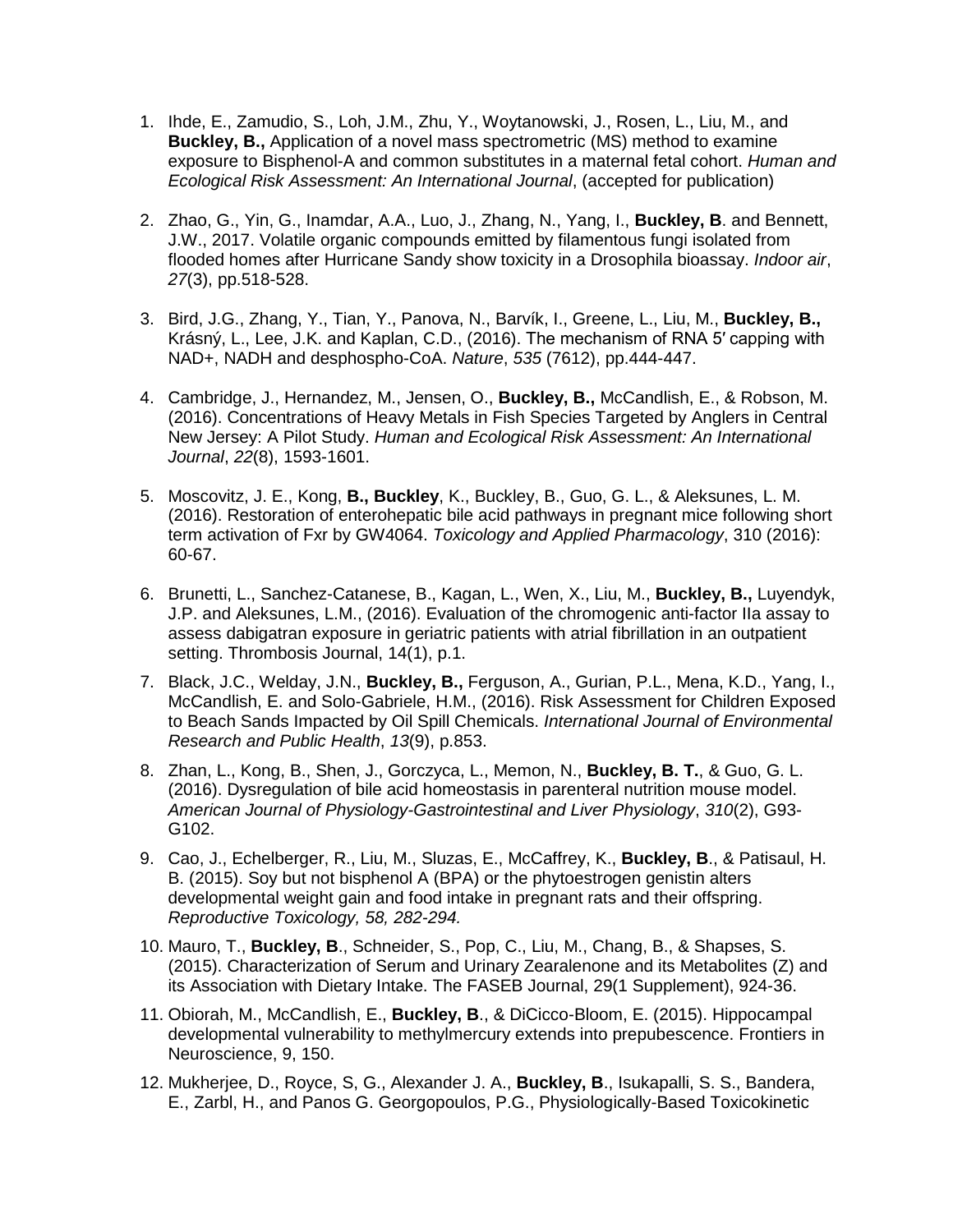1. Ihde, E., Zamudio, S., Loh, J.M., Zhu, Y., Woytanowski, J., Rosen, L., Liu, M., and **Buckley, B.,** Application of a novel mass spectrometric (MS) method to examine exposure to Bisphenol-A and common substitutes in a maternal fetal cohort. *Human and Ecological Risk Assessment: An International Journal*, (accepted for publication)

2. Zhao, G., Yin, G., Inamdar, A.A., Luo, J., Zhang, N., Yang, I., **Buckley, B**. and Bennett, J.W., 2017. Volatile organic compounds emitted by filamentous fungi isolated from flooded homes after Hurricane Sandy show toxicity in a Drosophila bioassay. *Indoor air*, *27*(3), pp.518-528.

3. Bird, J.G., Zhang, Y., Tian, Y., Panova, N., Barvík, I., Greene, L., Liu, M., **Buckley, B.,** Krásný, L., Lee, J.K. and Kaplan, C.D., (2016). The mechanism of RNA 5′ capping with NAD+, NADH and desphospho-CoA. *Nature*, *535* (7612), pp.444-447.

4. Cambridge, J., Hernandez, M., Jensen, O., **Buckley, B.,** McCandlish, E., & Robson, M. (2016). Concentrations of Heavy Metals in Fish Species Targeted by Anglers in Central New Jersey: A Pilot Study. *Human and Ecological Risk Assessment: An International Journal*, *22*(8), 1593-1601.

5. Moscovitz, J. E., Kong, **B., Buckley**, K., Buckley, B., Guo, G. L., & Aleksunes, L. M. (2016). Restoration of enterohepatic bile acid pathways in pregnant mice following short term activation of Fxr by GW4064. *Toxicology and Applied Pharmacology*, 310 (2016): 60-67.

6. Brunetti, L., Sanchez-Catanese, B., Kagan, L., Wen, X., Liu, M., **Buckley, B.,** Luyendyk, J.P. and Aleksunes, L.M., (2016). Evaluation of the chromogenic anti-factor IIa assay to assess dabigatran exposure in geriatric patients with atrial fibrillation in an outpatient setting. Thrombosis Journal, 14(1), p.1.

7. Black, J.C., Welday, J.N., **Buckley, B.,** Ferguson, A., Gurian, P.L., Mena, K.D., Yang, I., McCandlish, E. and Solo-Gabriele, H.M., (2016). Risk Assessment for Children Exposed to Beach Sands Impacted by Oil Spill Chemicals. *International Journal of Environmental Research and Public Health*, *13*(9), p.853.

8. Zhan, L., Kong, B., Shen, J., Gorczyca, L., Memon, N., **Buckley, B. T.**, & Guo, G. L. (2016). Dysregulation of bile acid homeostasis in parenteral nutrition mouse model. *American Journal of Physiology-Gastrointestinal and Liver Physiology*, *310*(2), G93-G102.

9. Cao, J., Echelberger, R., Liu, M., Sluzas, E., McCaffrey, K., **Buckley, B**., & Patisaul, H. B. (2015). Soy but not bisphenol A (BPA) or the phytoestrogen genistin alters developmental weight gain and food intake in pregnant rats and their offspring. *Reproductive Toxicology, 58, 282-294.*

10. Mauro, T., **Buckley, B**., Schneider, S., Pop, C., Liu, M., Chang, B., & Shapses, S. (2015). Characterization of Serum and Urinary Zearalenone and its Metabolites (Z) and its Association with Dietary Intake. The FASEB Journal, 29(1 Supplement), 924-36.

11. Obiorah, M., McCandlish, E., **Buckley, B**., & DiCicco-Bloom, E. (2015). Hippocampal developmental vulnerability to methylmercury extends into prepubescence. Frontiers in Neuroscience, 9, 150.

12. Mukherjee, D., Royce, S, G., Alexander J. A., **Buckley, B**., Isukapalli, S. S., Bandera, E., Zarbl, H., and Panos G. Georgopoulos, P.G., Physiologically-Based Toxicokinetic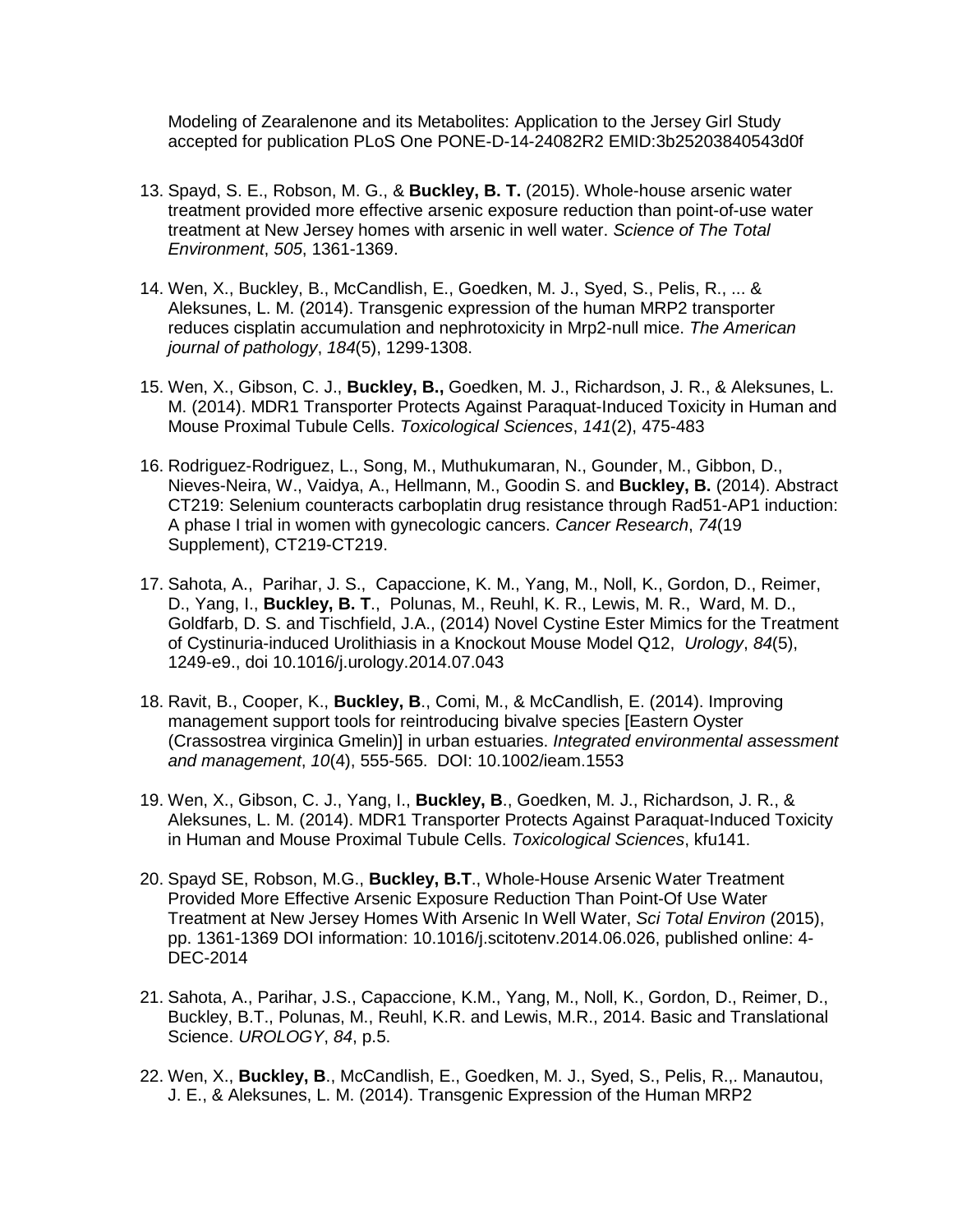Modeling of Zearalenone and its Metabolites: Application to the Jersey Girl Study accepted for publication PLoS One PONE-D-14-24082R2 EMID:3b25203840543d0f

13. Spayd, S. E., Robson, M. G., & **Buckley, B. T.** (2015). Whole-house arsenic water treatment provided more effective arsenic exposure reduction than point-of-use water treatment at New Jersey homes with arsenic in well water. *Science of The Total Environment*, *505*, 1361-1369.

14. Wen, X., Buckley, B., McCandlish, E., Goedken, M. J., Syed, S., Pelis, R., ... & Aleksunes, L. M. (2014). Transgenic expression of the human MRP2 transporter reduces cisplatin accumulation and nephrotoxicity in Mrp2-null mice. *The American journal of pathology*, *184*(5), 1299-1308.

15. Wen, X., Gibson, C. J., **Buckley, B.,** Goedken, M. J., Richardson, J. R., & Aleksunes, L. M. (2014). MDR1 Transporter Protects Against Paraquat-Induced Toxicity in Human and Mouse Proximal Tubule Cells. *Toxicological Sciences*, *141*(2), 475-483

16. Rodriguez-Rodriguez, L., Song, M., Muthukumaran, N., Gounder, M., Gibbon, D., Nieves-Neira, W., Vaidya, A., Hellmann, M., Goodin S. and **Buckley, B.** (2014). Abstract CT219: Selenium counteracts carboplatin drug resistance through Rad51-AP1 induction: A phase I trial in women with gynecologic cancers. *Cancer Research*, *74*(19 Supplement), CT219-CT219.

17. Sahota, A., Parihar, J. S., Capaccione, K. M., Yang, M., Noll, K., Gordon, D., Reimer, D., Yang, I., **Buckley, B. T**., Polunas, M., Reuhl, K. R., Lewis, M. R., Ward, M. D., Goldfarb, D. S. and Tischfield, J.A., (2014) Novel Cystine Ester Mimics for the Treatment of Cystinuria-induced Urolithiasis in a Knockout Mouse Model Q12, *Urology*, *84*(5), 1249-e9., doi 10.1016/j.urology.2014.07.043

18. Ravit, B., Cooper, K., **Buckley, B**., Comi, M., & McCandlish, E. (2014). Improving management support tools for reintroducing bivalve species [Eastern Oyster (Crassostrea virginica Gmelin)] in urban estuaries. *Integrated environmental assessment and management*, *10*(4), 555-565. DOI: 10.1002/ieam.1553

19. Wen, X., Gibson, C. J., Yang, I., **Buckley, B**., Goedken, M. J., Richardson, J. R., & Aleksunes, L. M. (2014). MDR1 Transporter Protects Against Paraquat-Induced Toxicity in Human and Mouse Proximal Tubule Cells. *Toxicological Sciences*, kfu141.

20. Spayd SE, Robson, M.G., **Buckley, B.T**., Whole-House Arsenic Water Treatment Provided More Effective Arsenic Exposure Reduction Than Point-Of Use Water Treatment at New Jersey Homes With Arsenic In Well Water, *Sci Total Environ* (2015), pp. 1361-1369 DOI information: 10.1016/j.scitotenv.2014.06.026, published online: 4-DEC-2014

21. Sahota, A., Parihar, J.S., Capaccione, K.M., Yang, M., Noll, K., Gordon, D., Reimer, D., Buckley, B.T., Polunas, M., Reuhl, K.R. and Lewis, M.R., 2014. Basic and Translational Science. *UROLOGY*, *84*, p.5.

22. Wen, X., **Buckley, B**., McCandlish, E., Goedken, M. J., Syed, S., Pelis, R.,. Manautou, J. E., & Aleksunes, L. M. (2014). Transgenic Expression of the Human MRP2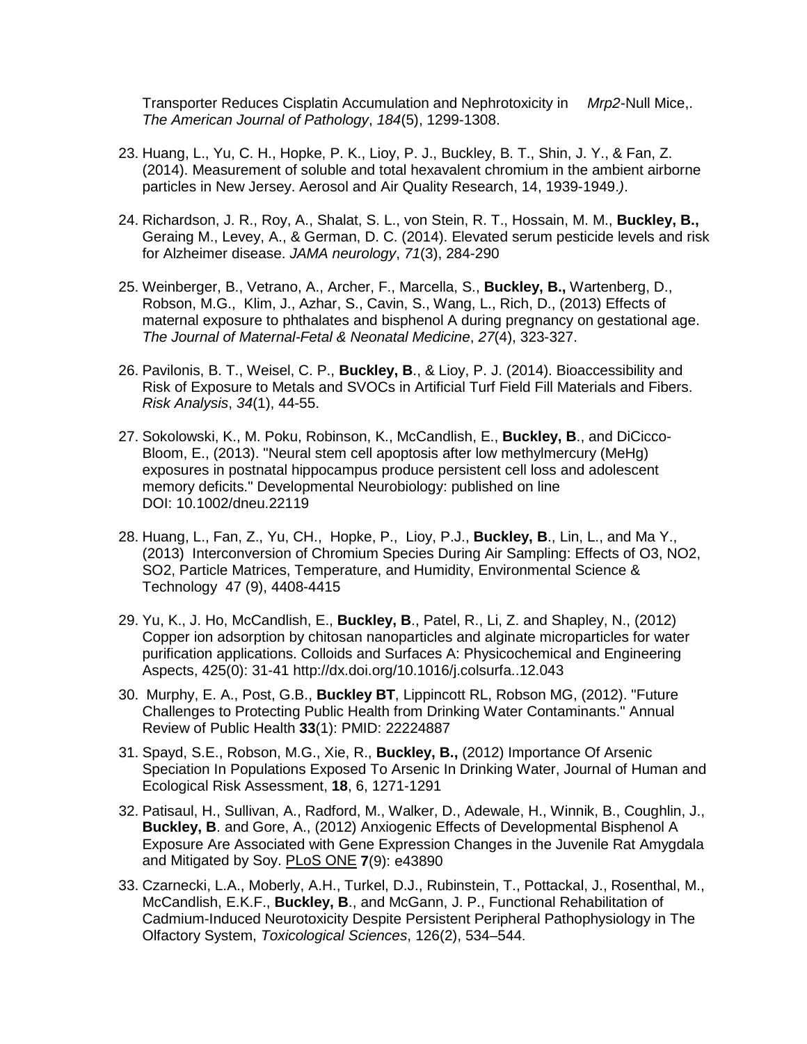Transporter Reduces Cisplatin Accumulation and Nephrotoxicity in *Mrp2*-Null Mice,. *The American Journal of Pathology*, *184*(5), 1299-1308.

23. Huang, L., Yu, C. H., Hopke, P. K., Lioy, P. J., Buckley, B. T., Shin, J. Y., & Fan, Z. (2014). Measurement of soluble and total hexavalent chromium in the ambient airborne particles in New Jersey. Aerosol and Air Quality Research, 14, 1939-1949.*)*.

24. Richardson, J. R., Roy, A., Shalat, S. L., von Stein, R. T., Hossain, M. M., **Buckley, B.,** Geraing M., Levey, A., & German, D. C. (2014). Elevated serum pesticide levels and risk for Alzheimer disease. *JAMA neurology*, *71*(3), 284-290

25. Weinberger, B., Vetrano, A., Archer, F., Marcella, S., **Buckley, B.,** Wartenberg, D., Robson, M.G., Klim, J., Azhar, S., Cavin, S., Wang, L., Rich, D., (2013) Effects of maternal exposure to phthalates and bisphenol A during pregnancy on gestational age. *The Journal of Maternal-Fetal & Neonatal Medicine*, *27*(4), 323-327.

26. Pavilonis, B. T., Weisel, C. P., **Buckley, B**., & Lioy, P. J. (2014). Bioaccessibility and Risk of Exposure to Metals and SVOCs in Artificial Turf Field Fill Materials and Fibers. *Risk Analysis*, *34*(1), 44-55.

27. Sokolowski, K., M. Poku, Robinson, K., McCandlish, E., **Buckley, B**., and DiCicco-Bloom, E., (2013). "Neural stem cell apoptosis after low methylmercury (MeHg) exposures in postnatal hippocampus produce persistent cell loss and adolescent memory deficits." Developmental Neurobiology: published on line DOI: 10.1002/dneu.22119

28. Huang, L., Fan, Z., Yu, CH., Hopke, P., Lioy, P.J., **Buckley, B**., Lin, L., and Ma Y., (2013) Interconversion of Chromium Species During Air Sampling: Effects of O3, NO2, SO2, Particle Matrices, Temperature, and Humidity, Environmental Science & Technology 47 (9), 4408-4415

29. Yu, K., J. Ho, McCandlish, E., **Buckley, B**., Patel, R., Li, Z. and Shapley, N., (2012) Copper ion adsorption by chitosan nanoparticles and alginate microparticles for water purification applications. Colloids and Surfaces A: Physicochemical and Engineering Aspects, 425(0): 31-41 http://dx.doi.org/10.1016/j.colsurfa..12.043

30. Murphy, E. A., Post, G.B., **Buckley BT**, Lippincott RL, Robson MG, (2012). "Future Challenges to Protecting Public Health from Drinking Water Contaminants." Annual Review of Public Health **33**(1): PMID: 22224887

31. Spayd, S.E., Robson, M.G., Xie, R., **Buckley, B.,** (2012) Importance Of Arsenic Speciation In Populations Exposed To Arsenic In Drinking Water, Journal of Human and Ecological Risk Assessment, **18**, 6, 1271-1291

32. Patisaul, H., Sullivan, A., Radford, M., Walker, D., Adewale, H., Winnik, B., Coughlin, J., **Buckley, B**. and Gore, A., (2012) Anxiogenic Effects of Developmental Bisphenol A Exposure Are Associated with Gene Expression Changes in the Juvenile Rat Amygdala and Mitigated by Soy. PLoS ONE **7**(9): e43890

33. Czarnecki, L.A., Moberly, A.H., Turkel, D.J., Rubinstein, T., Pottackal, J., Rosenthal, M., McCandlish, E.K.F., **Buckley, B**., and McGann, J. P., Functional Rehabilitation of Cadmium-Induced Neurotoxicity Despite Persistent Peripheral Pathophysiology in The Olfactory System, *Toxicological Sciences*, 126(2), 534–544.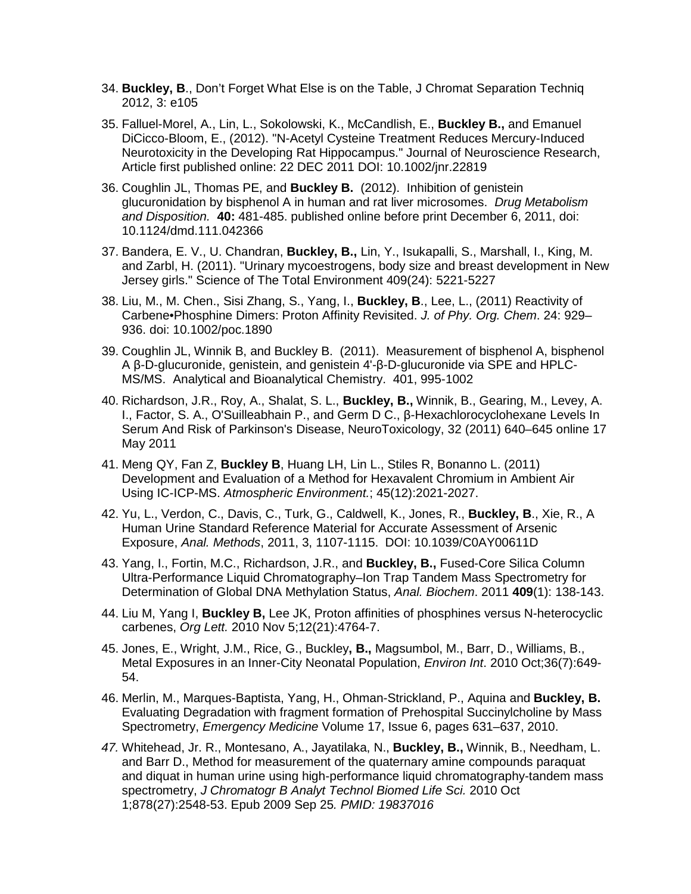34. **Buckley, B**., Don't Forget What Else is on the Table, J Chromat Separation Techniq 2012, 3: e105

35. Falluel-Morel, A., Lin, L., Sokolowski, K., McCandlish, E., **Buckley B.,** and Emanuel DiCicco-Bloom, E., (2012). "N-Acetyl Cysteine Treatment Reduces Mercury-Induced Neurotoxicity in the Developing Rat Hippocampus." Journal of Neuroscience Research, Article first published online: 22 DEC 2011 DOI: 10.1002/jnr.22819

36. Coughlin JL, Thomas PE, and **Buckley B.** (2012). Inhibition of genistein glucuronidation by bisphenol A in human and rat liver microsomes. *Drug Metabolism and Disposition.* **40:** 481-485. published online before print December 6, 2011, doi: 10.1124/dmd.111.042366

37. Bandera, E. V., U. Chandran, **Buckley, B.,** Lin, Y., Isukapalli, S., Marshall, I., King, M. and Zarbl, H. (2011). "Urinary mycoestrogens, body size and breast development in New Jersey girls." Science of The Total Environment 409(24): 5221-5227

38. Liu, M., M. Chen., Sisi Zhang, S., Yang, I., **Buckley, B**., Lee, L., (2011) Reactivity of Carbene•Phosphine Dimers: Proton Affinity Revisited. *J. of Phy. Org. Chem*. 24: 929–936. doi: 10.1002/poc.1890

39. Coughlin JL, Winnik B, and Buckley B. (2011). Measurement of bisphenol A, bisphenol A β-D-glucuronide, genistein, and genistein 4'-β-D-glucuronide via SPE and HPLC-MS/MS. Analytical and Bioanalytical Chemistry. 401, 995-1002

40. Richardson, J.R., Roy, A., Shalat, S. L., **Buckley, B.,** Winnik, B., Gearing, M., Levey, A. I., Factor, S. A., O'Suilleabhain P., and Germ D C., β-Hexachlorocyclohexane Levels In Serum And Risk of Parkinson's Disease, NeuroToxicology, 32 (2011) 640–645 online 17 May 2011

41. Meng QY, Fan Z, **Buckley B**, Huang LH, Lin L., Stiles R, Bonanno L. (2011) Development and Evaluation of a Method for Hexavalent Chromium in Ambient Air Using IC-ICP-MS. *Atmospheric Environment.*; 45(12):2021-2027.

42. Yu, L., Verdon, C., Davis, C., Turk, G., Caldwell, K., Jones, R., **Buckley, B**., Xie, R., A Human Urine Standard Reference Material for Accurate Assessment of Arsenic Exposure, *Anal. Methods*, 2011, 3, 1107-1115. DOI: 10.1039/C0AY00611D

43. Yang, I., Fortin, M.C., Richardson, J.R., and **Buckley, B.,** Fused-Core Silica Column Ultra-Performance Liquid Chromatography–Ion Trap Tandem Mass Spectrometry for Determination of Global DNA Methylation Status, *Anal. Biochem*. 2011 **409**(1): 138-143.

44. Liu M, Yang I, **Buckley B,** Lee JK, Proton affinities of phosphines versus N-heterocyclic carbenes, *Org Lett.* 2010 Nov 5;12(21):4764-7.

45. Jones, E., Wright, J.M., Rice, G., Buckley**, B.,** Magsumbol, M., Barr, D., Williams, B., Metal Exposures in an Inner-City Neonatal Population, *Environ Int*. 2010 Oct;36(7):649-54.

46. Merlin, M., Marques-Baptista, Yang, H., Ohman-Strickland, P., Aquina and **Buckley, B.** Evaluating Degradation with fragment formation of Prehospital Succinylcholine by Mass Spectrometry, *Emergency Medicine* Volume 17, Issue 6, pages 631–637, 2010.

47. Whitehead, Jr. R., Montesano, A., Jayatilaka, N., **Buckley, B.,** Winnik, B., Needham, L. and Barr D., Method for measurement of the quaternary amine compounds paraquat and diquat in human urine using high-performance liquid chromatography-tandem mass spectrometry, *J Chromatogr B Analyt Technol Biomed Life Sci.* 2010 Oct 1;878(27):2548-53. Epub 2009 Sep 25*. PMID: 19837016*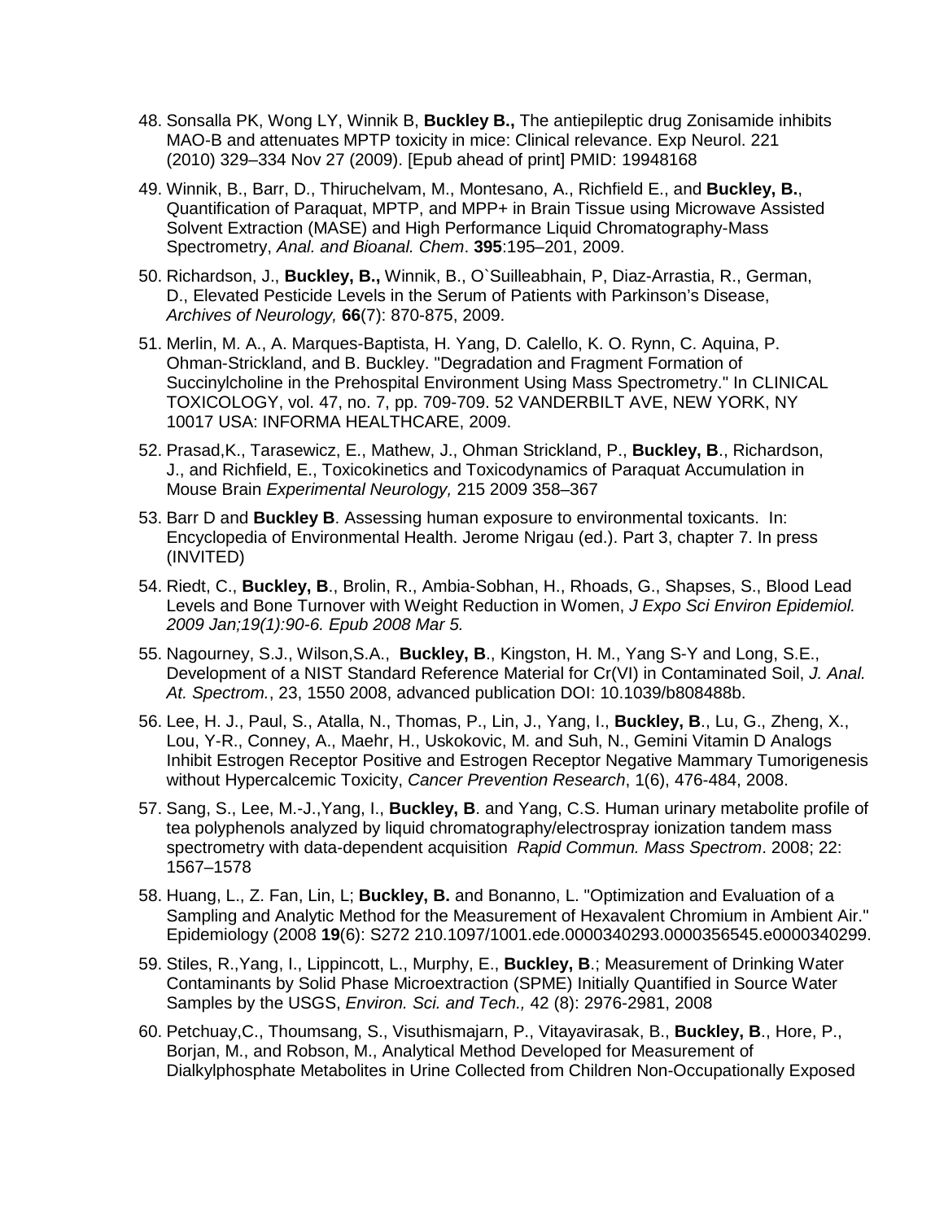48. Sonsalla PK, Wong LY, Winnik B, **Buckley B.,** The antiepileptic drug Zonisamide inhibits MAO-B and attenuates MPTP toxicity in mice: Clinical relevance. Exp Neurol. 221 (2010) 329–334 Nov 27 (2009). [Epub ahead of print] PMID: 19948168

49. Winnik, B., Barr, D., Thiruchelvam, M., Montesano, A., Richfield E., and **Buckley, B.**, Quantification of Paraquat, MPTP, and MPP+ in Brain Tissue using Microwave Assisted Solvent Extraction (MASE) and High Performance Liquid Chromatography-Mass Spectrometry, *Anal. and Bioanal. Chem*. **395**:195–201, 2009.

50. Richardson, J., **Buckley, B.,** Winnik, B., O`Suilleabhain, P, Diaz-Arrastia, R., German, D., Elevated Pesticide Levels in the Serum of Patients with Parkinson's Disease, *Archives of Neurology,* **66**(7): 870-875, 2009.

51. Merlin, M. A., A. Marques-Baptista, H. Yang, D. Calello, K. O. Rynn, C. Aquina, P. Ohman-Strickland, and B. Buckley. "Degradation and Fragment Formation of Succinylcholine in the Prehospital Environment Using Mass Spectrometry." In CLINICAL TOXICOLOGY, vol. 47, no. 7, pp. 709-709. 52 VANDERBILT AVE, NEW YORK, NY 10017 USA: INFORMA HEALTHCARE, 2009.

52. Prasad,K., Tarasewicz, E., Mathew, J., Ohman Strickland, P., **Buckley, B**., Richardson, J., and Richfield, E., Toxicokinetics and Toxicodynamics of Paraquat Accumulation in Mouse Brain *Experimental Neurology,* 215 2009 358–367

53. Barr D and **Buckley B**. Assessing human exposure to environmental toxicants. In: Encyclopedia of Environmental Health. Jerome Nrigau (ed.). Part 3, chapter 7. In press (INVITED)

54. Riedt, C., **Buckley, B**., Brolin, R., Ambia-Sobhan, H., Rhoads, G., Shapses, S., Blood Lead Levels and Bone Turnover with Weight Reduction in Women, *J Expo Sci Environ Epidemiol. 2009 Jan;19(1):90-6. Epub 2008 Mar 5.*

55. Nagourney, S.J., Wilson,S.A., **Buckley, B**., Kingston, H. M., Yang S-Y and Long, S.E., Development of a NIST Standard Reference Material for Cr(VI) in Contaminated Soil, *J. Anal. At. Spectrom.*, 23, 1550 2008, advanced publication DOI: 10.1039/b808488b.

56. Lee, H. J., Paul, S., Atalla, N., Thomas, P., Lin, J., Yang, I., **Buckley, B**., Lu, G., Zheng, X., Lou, Y-R., Conney, A., Maehr, H., Uskokovic, M. and Suh, N., Gemini Vitamin D Analogs Inhibit Estrogen Receptor Positive and Estrogen Receptor Negative Mammary Tumorigenesis without Hypercalcemic Toxicity, *Cancer Prevention Research*, 1(6), 476-484, 2008.

57. Sang, S., Lee, M.-J.,Yang, I., **Buckley, B**. and Yang, C.S. Human urinary metabolite profile of tea polyphenols analyzed by liquid chromatography/electrospray ionization tandem mass spectrometry with data-dependent acquisition *Rapid Commun. Mass Spectrom*. 2008; 22: 1567–1578

58. Huang, L., Z. Fan, Lin, L; **Buckley, B.** and Bonanno, L. "Optimization and Evaluation of a Sampling and Analytic Method for the Measurement of Hexavalent Chromium in Ambient Air." Epidemiology (2008 **19**(6): S272 210.1097/1001.ede.0000340293.0000356545.e0000340299.

59. Stiles, R.,Yang, I., Lippincott, L., Murphy, E., **Buckley, B**.; Measurement of Drinking Water Contaminants by Solid Phase Microextraction (SPME) Initially Quantified in Source Water Samples by the USGS, *Environ. Sci. and Tech.,* 42 (8): 2976-2981, 2008

60. Petchuay,C., Thoumsang, S., Visuthismajarn, P., Vitayavirasak, B., **Buckley, B**., Hore, P., Borjan, M., and Robson, M., Analytical Method Developed for Measurement of Dialkylphosphate Metabolites in Urine Collected from Children Non-Occupationally Exposed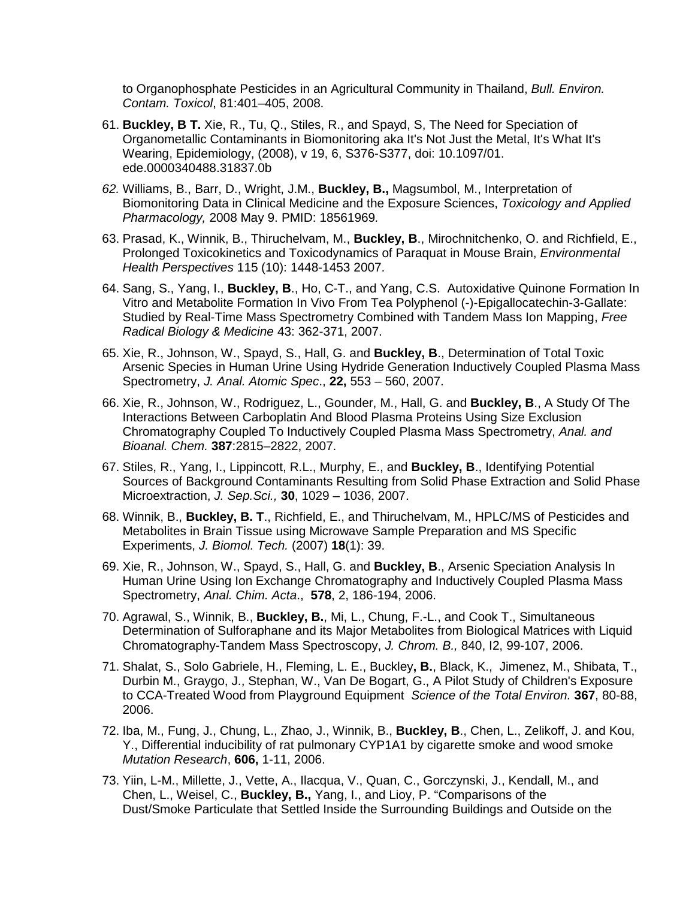to Organophosphate Pesticides in an Agricultural Community in Thailand, *Bull. Environ. Contam. Toxicol*, 81:401–405, 2008.

61. **Buckley, B T.** Xie, R., Tu, Q., Stiles, R., and Spayd, S, The Need for Speciation of Organometallic Contaminants in Biomonitoring aka It's Not Just the Metal, It's What It's Wearing, Epidemiology, (2008), v 19, 6, S376-S377, doi: 10.1097/01. ede.0000340488.31837.0b

62. Williams, B., Barr, D., Wright, J.M., **Buckley, B.,** Magsumbol, M., Interpretation of Biomonitoring Data in Clinical Medicine and the Exposure Sciences, *Toxicology and Applied Pharmacology,* 2008 May 9. PMID: 18561969.

63. Prasad, K., Winnik, B., Thiruchelvam, M., **Buckley, B**., Mirochnitchenko, O. and Richfield, E., Prolonged Toxicokinetics and Toxicodynamics of Paraquat in Mouse Brain, *Environmental Health Perspectives* 115 (10): 1448-1453 2007.

64. Sang, S., Yang, I., **Buckley, B**., Ho, C-T., and Yang, C.S. Autoxidative Quinone Formation In Vitro and Metabolite Formation In Vivo From Tea Polyphenol (-)-Epigallocatechin-3-Gallate: Studied by Real-Time Mass Spectrometry Combined with Tandem Mass Ion Mapping, *Free Radical Biology & Medicine* 43: 362-371, 2007.

65. Xie, R., Johnson, W., Spayd, S., Hall, G. and **Buckley, B**., Determination of Total Toxic Arsenic Species in Human Urine Using Hydride Generation Inductively Coupled Plasma Mass Spectrometry, *J. Anal. Atomic Spec*., **22,** 553 – 560, 2007.

66. Xie, R., Johnson, W., Rodriguez, L., Gounder, M., Hall, G. and **Buckley, B**., A Study Of The Interactions Between Carboplatin And Blood Plasma Proteins Using Size Exclusion Chromatography Coupled To Inductively Coupled Plasma Mass Spectrometry, *Anal. and Bioanal. Chem.* **387**:2815–2822, 2007.

67. Stiles, R., Yang, I., Lippincott, R.L., Murphy, E., and **Buckley, B**., Identifying Potential Sources of Background Contaminants Resulting from Solid Phase Extraction and Solid Phase Microextraction, *J. Sep.Sci.,* **30**, 1029 – 1036, 2007.

68. Winnik, B., **Buckley, B. T**., Richfield, E., and Thiruchelvam, M., HPLC/MS of Pesticides and Metabolites in Brain Tissue using Microwave Sample Preparation and MS Specific Experiments, *J. Biomol. Tech.* (2007) **18**(1): 39.

69. Xie, R., Johnson, W., Spayd, S., Hall, G. and **Buckley, B**., Arsenic Speciation Analysis In Human Urine Using Ion Exchange Chromatography and Inductively Coupled Plasma Mass Spectrometry, *Anal. Chim. Acta*., **578**, 2, 186-194, 2006.

70. Agrawal, S., Winnik, B., **Buckley, B.**, Mi, L., Chung, F.-L., and Cook T., Simultaneous Determination of Sulforaphane and its Major Metabolites from Biological Matrices with Liquid Chromatography-Tandem Mass Spectroscopy, *J. Chrom. B.,* 840, I2, 99-107, 2006.

71. Shalat, S., Solo Gabriele, H., Fleming, L. E., Buckley**, B.**, Black, K., Jimenez, M., Shibata, T., Durbin M., Graygo, J., Stephan, W., Van De Bogart, G., A Pilot Study of Children's Exposure to CCA-Treated Wood from Playground Equipment *Science of the Total Environ.* **367**, 80-88, 2006.

72. Iba, M., Fung, J., Chung, L., Zhao, J., Winnik, B., **Buckley, B**., Chen, L., Zelikoff, J. and Kou, Y., Differential inducibility of rat pulmonary CYP1A1 by cigarette smoke and wood smoke *Mutation Research*, **606,** 1-11, 2006.

73. Yiin, L-M., Millette, J., Vette, A., Ilacqua, V., Quan, C., Gorczynski, J., Kendall, M., and Chen, L., Weisel, C., **Buckley, B.,** Yang, I., and Lioy, P. "Comparisons of the Dust/Smoke Particulate that Settled Inside the Surrounding Buildings and Outside on the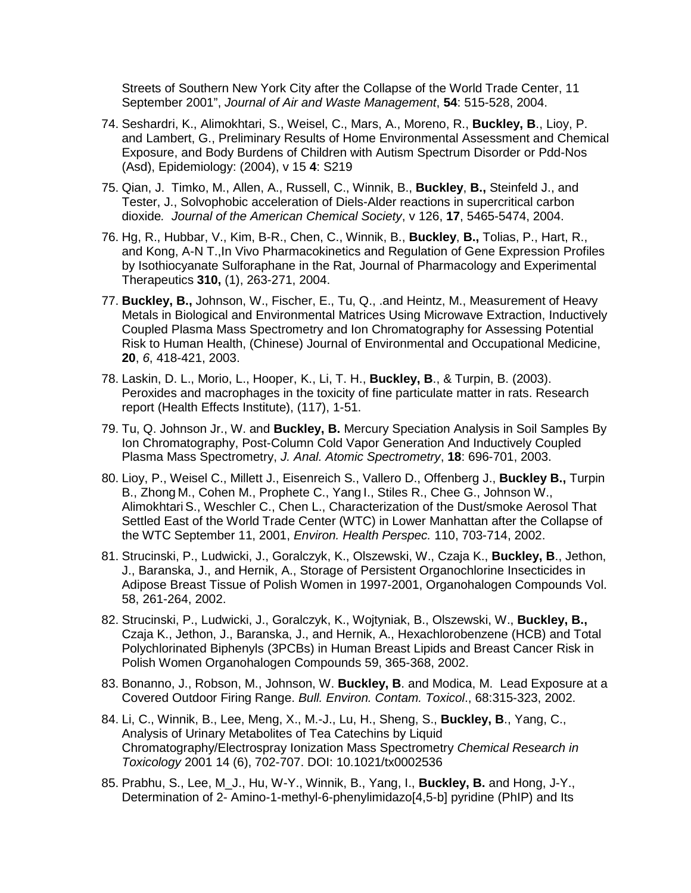Streets of Southern New York City after the Collapse of the World Trade Center, 11 September 2001", *Journal of Air and Waste Management*, **54**: 515-528, 2004.

74. Seshardri, K., Alimokhtari, S., Weisel, C., Mars, A., Moreno, R., **Buckley, B**., Lioy, P. and Lambert, G., Preliminary Results of Home Environmental Assessment and Chemical Exposure, and Body Burdens of Children with Autism Spectrum Disorder or Pdd-Nos (Asd), Epidemiology: (2004), v 15 **4**: S219

75. Qian, J. Timko, M., Allen, A., Russell, C., Winnik, B., **Buckley**, **B.,** Steinfeld J., and Tester, J., Solvophobic acceleration of Diels-Alder reactions in supercritical carbon dioxide*. Journal of the American Chemical Society*, v 126, **17**, 5465-5474, 2004.

76. Hg, R., Hubbar, V., Kim, B-R., Chen, C., Winnik, B., **Buckley**, **B.,** Tolias, P., Hart, R., and Kong, A-N T.,In Vivo Pharmacokinetics and Regulation of Gene Expression Profiles by Isothiocyanate Sulforaphane in the Rat, Journal of Pharmacology and Experimental Therapeutics **310,** (1), 263-271, 2004.

77. **Buckley, B.,** Johnson, W., Fischer, E., Tu, Q., .and Heintz, M., Measurement of Heavy Metals in Biological and Environmental Matrices Using Microwave Extraction, Inductively Coupled Plasma Mass Spectrometry and Ion Chromatography for Assessing Potential Risk to Human Health, (Chinese) Journal of Environmental and Occupational Medicine, **20**, *6*, 418-421, 2003.

78. Laskin, D. L., Morio, L., Hooper, K., Li, T. H., **Buckley, B**., & Turpin, B. (2003). Peroxides and macrophages in the toxicity of fine particulate matter in rats. Research report (Health Effects Institute), (117), 1-51.

79. Tu, Q. Johnson Jr., W. and **Buckley, B.** Mercury Speciation Analysis in Soil Samples By Ion Chromatography, Post-Column Cold Vapor Generation And Inductively Coupled Plasma Mass Spectrometry, *J. Anal. Atomic Spectrometry*, **18**: 696-701, 2003.

80. Lioy, P., Weisel C., Millett J., Eisenreich S., Vallero D., Offenberg J., **Buckley B.,** Turpin B., Zhong M., Cohen M., Prophete C., Yang I., Stiles R., Chee G., Johnson W., Alimokhtari S., Weschler C., Chen L., Characterization of the Dust/smoke Aerosol That Settled East of the World Trade Center (WTC) in Lower Manhattan after the Collapse of the WTC September 11, 2001, *Environ. Health Perspec.* 110, 703-714, 2002.

81. Strucinski, P., Ludwicki, J., Goralczyk, K., Olszewski, W., Czaja K., **Buckley, B**., Jethon, J., Baranska, J., and Hernik, A., Storage of Persistent Organochlorine Insecticides in Adipose Breast Tissue of Polish Women in 1997-2001, Organohalogen Compounds Vol. 58, 261-264, 2002.

82. Strucinski, P., Ludwicki, J., Goralczyk, K., Wojtyniak, B., Olszewski, W., **Buckley, B.,** Czaja K., Jethon, J., Baranska, J., and Hernik, A., Hexachlorobenzene (HCB) and Total Polychlorinated Biphenyls (3PCBs) in Human Breast Lipids and Breast Cancer Risk in Polish Women Organohalogen Compounds 59, 365-368, 2002.

83. Bonanno, J., Robson, M., Johnson, W. **Buckley, B**. and Modica, M. Lead Exposure at a Covered Outdoor Firing Range. *Bull. Environ. Contam. Toxicol*., 68:315-323, 2002.

84. Li, C., Winnik, B., Lee, Meng, X., M.-J., Lu, H., Sheng, S., **Buckley, B**., Yang, C., Analysis of Urinary Metabolites of Tea Catechins by Liquid Chromatography/Electrospray Ionization Mass Spectrometry *Chemical Research in Toxicology* 2001 14 (6), 702-707. DOI: 10.1021/tx0002536

85. Prabhu, S., Lee, M_J., Hu, W-Y., Winnik, B., Yang, I., **Buckley, B.** and Hong, J-Y., Determination of 2- Amino-1-methyl-6-phenylimidazo[4,5-b] pyridine (PhIP) and Its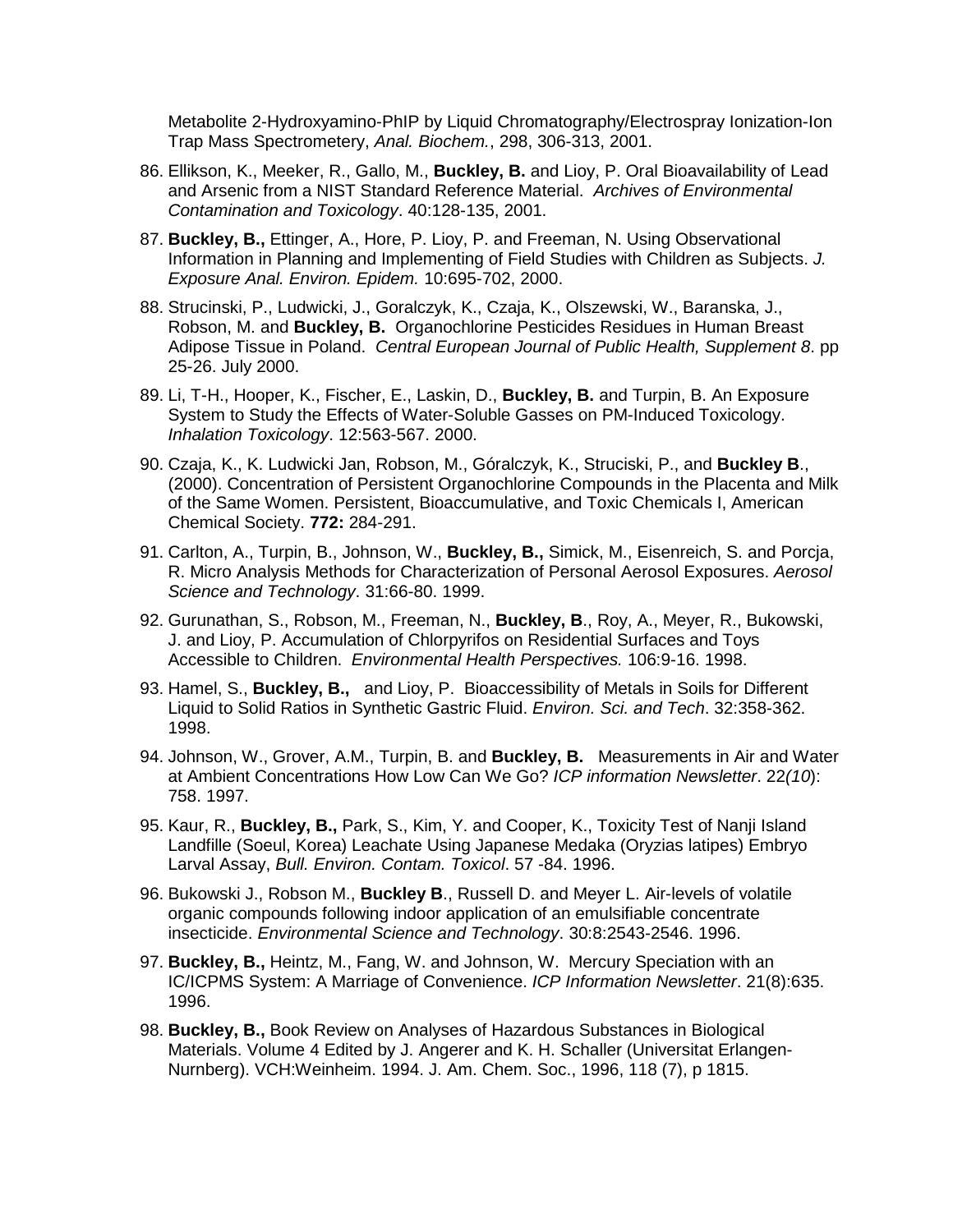Metabolite 2-Hydroxyamino-PhIP by Liquid Chromatography/Electrospray Ionization-Ion Trap Mass Spectrometery, *Anal. Biochem.*, 298, 306-313, 2001.

86. Ellikson, K., Meeker, R., Gallo, M., **Buckley, B.** and Lioy, P. Oral Bioavailability of Lead and Arsenic from a NIST Standard Reference Material. *Archives of Environmental Contamination and Toxicology*. 40:128-135, 2001.

87. **Buckley, B.,** Ettinger, A., Hore, P. Lioy, P. and Freeman, N. Using Observational Information in Planning and Implementing of Field Studies with Children as Subjects. *J. Exposure Anal. Environ. Epidem.* 10:695-702, 2000.

88. Strucinski, P., Ludwicki, J., Goralczyk, K., Czaja, K., Olszewski, W., Baranska, J., Robson, M. and **Buckley, B.** Organochlorine Pesticides Residues in Human Breast Adipose Tissue in Poland. *Central European Journal of Public Health, Supplement 8*. pp 25-26. July 2000.

89. Li, T-H., Hooper, K., Fischer, E., Laskin, D., **Buckley, B.** and Turpin, B. An Exposure System to Study the Effects of Water-Soluble Gasses on PM-Induced Toxicology. *Inhalation Toxicology*. 12:563-567. 2000.

90. Czaja, K., K. Ludwicki Jan, Robson, M., Góralczyk, K., Struciski, P., and **Buckley B**., (2000). Concentration of Persistent Organochlorine Compounds in the Placenta and Milk of the Same Women. Persistent, Bioaccumulative, and Toxic Chemicals I, American Chemical Society. **772:** 284-291.

91. Carlton, A., Turpin, B., Johnson, W., **Buckley, B.,** Simick, M., Eisenreich, S. and Porcja, R. Micro Analysis Methods for Characterization of Personal Aerosol Exposures. *Aerosol Science and Technology*. 31:66-80. 1999.

92. Gurunathan, S., Robson, M., Freeman, N., **Buckley, B**., Roy, A., Meyer, R., Bukowski, J. and Lioy, P. Accumulation of Chlorpyrifos on Residential Surfaces and Toys Accessible to Children. *Environmental Health Perspectives.* 106:9-16. 1998.

93. Hamel, S., **Buckley, B.,** and Lioy, P. Bioaccessibility of Metals in Soils for Different Liquid to Solid Ratios in Synthetic Gastric Fluid. *Environ. Sci. and Tech*. 32:358-362. 1998.

94. Johnson, W., Grover, A.M., Turpin, B. and **Buckley, B.** Measurements in Air and Water at Ambient Concentrations How Low Can We Go? *ICP information Newsletter*. 22*(10*): 758. 1997.

95. Kaur, R., **Buckley, B.,** Park, S., Kim, Y. and Cooper, K., Toxicity Test of Nanji Island Landfille (Soeul, Korea) Leachate Using Japanese Medaka (Oryzias latipes) Embryo Larval Assay, *Bull. Environ. Contam. Toxicol*. 57 -84. 1996.

96. Bukowski J., Robson M., **Buckley B**., Russell D. and Meyer L. Air-levels of volatile organic compounds following indoor application of an emulsifiable concentrate insecticide. *Environmental Science and Technology*. 30:8:2543-2546. 1996.

97. **Buckley, B.,** Heintz, M., Fang, W. and Johnson, W. Mercury Speciation with an IC/ICPMS System: A Marriage of Convenience. *ICP Information Newsletter*. 21(8):635. 1996.

98. **Buckley, B.,** Book Review on Analyses of Hazardous Substances in Biological Materials. Volume 4 Edited by J. Angerer and K. H. Schaller (Universitat Erlangen-Nurnberg). VCH:Weinheim. 1994. J. Am. Chem. Soc., 1996, 118 (7), p 1815.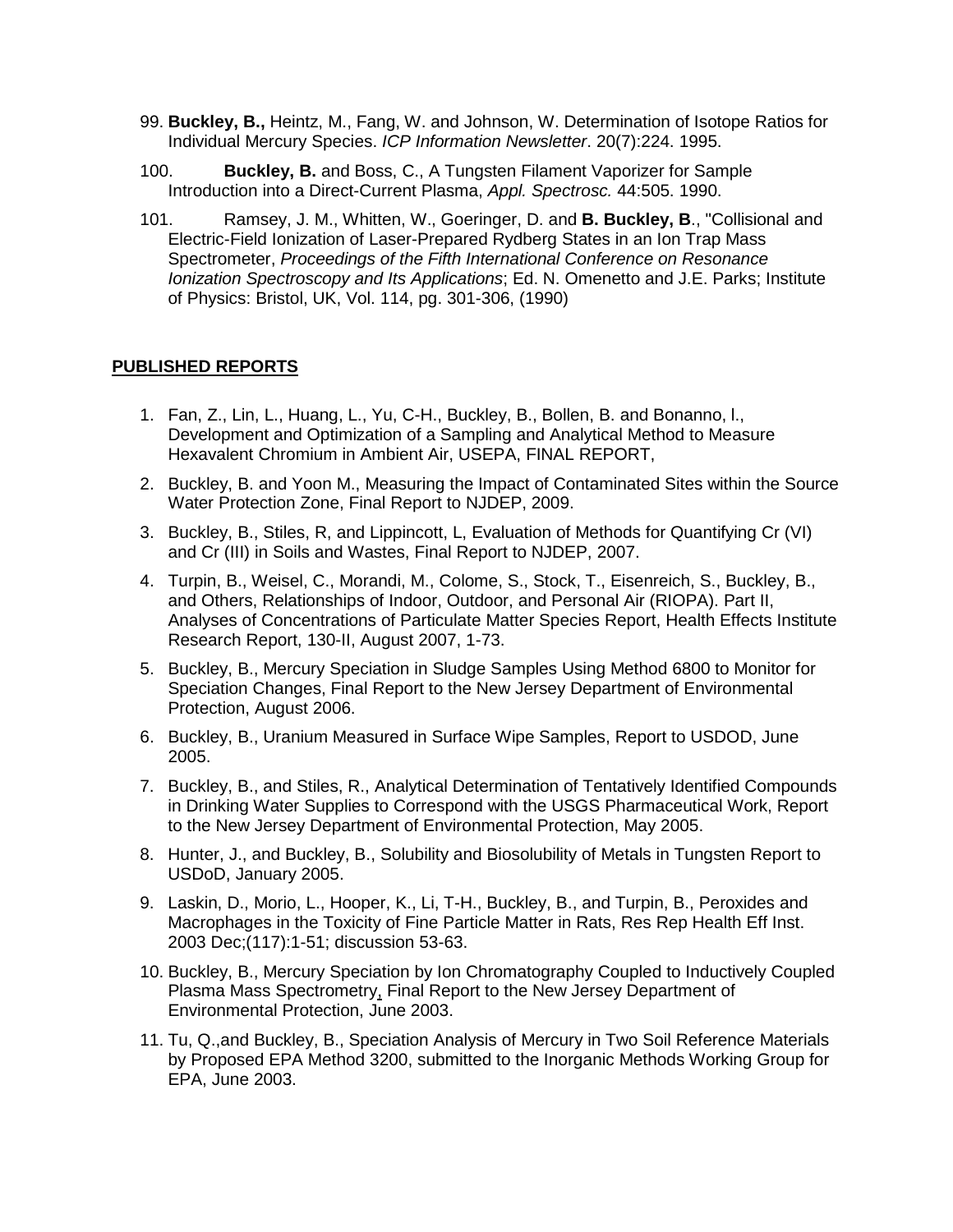99. **Buckley, B.,** Heintz, M., Fang, W. and Johnson, W. Determination of Isotope Ratios for Individual Mercury Species. *ICP Information Newsletter*. 20(7):224. 1995.

100. **Buckley, B.** and Boss, C., A Tungsten Filament Vaporizer for Sample Introduction into a Direct-Current Plasma, *Appl. Spectrosc.* 44:505. 1990.

101. Ramsey, J. M., Whitten, W., Goeringer, D. and **B. Buckley, B**., "Collisional and Electric-Field Ionization of Laser-Prepared Rydberg States in an Ion Trap Mass Spectrometer, *Proceedings of the Fifth International Conference on Resonance Ionization Spectroscopy and Its Applications*; Ed. N. Omenetto and J.E. Parks; Institute of Physics: Bristol, UK, Vol. 114, pg. 301-306, (1990)

## PUBLISHED REPORTS

1. Fan, Z., Lin, L., Huang, L., Yu, C-H., Buckley, B., Bollen, B. and Bonanno, l., Development and Optimization of a Sampling and Analytical Method to Measure Hexavalent Chromium in Ambient Air, USEPA, FINAL REPORT,
2. Buckley, B. and Yoon M., Measuring the Impact of Contaminated Sites within the Source Water Protection Zone, Final Report to NJDEP, 2009.
3. Buckley, B., Stiles, R, and Lippincott, L, Evaluation of Methods for Quantifying Cr (VI) and Cr (III) in Soils and Wastes, Final Report to NJDEP, 2007.
4. Turpin, B., Weisel, C., Morandi, M., Colome, S., Stock, T., Eisenreich, S., Buckley, B., and Others, Relationships of Indoor, Outdoor, and Personal Air (RIOPA). Part II, Analyses of Concentrations of Particulate Matter Species Report, Health Effects Institute Research Report, 130-II, August 2007, 1-73.
5. Buckley, B., Mercury Speciation in Sludge Samples Using Method 6800 to Monitor for Speciation Changes, Final Report to the New Jersey Department of Environmental Protection, August 2006.
6. Buckley, B., Uranium Measured in Surface Wipe Samples, Report to USDOD, June 2005.
7. Buckley, B., and Stiles, R., Analytical Determination of Tentatively Identified Compounds in Drinking Water Supplies to Correspond with the USGS Pharmaceutical Work, Report to the New Jersey Department of Environmental Protection, May 2005.
8. Hunter, J., and Buckley, B., Solubility and Biosolubility of Metals in Tungsten Report to USDoD, January 2005.
9. Laskin, D., Morio, L., Hooper, K., Li, T-H., Buckley, B., and Turpin, B., Peroxides and Macrophages in the Toxicity of Fine Particle Matter in Rats, Res Rep Health Eff Inst. 2003 Dec;(117):1-51; discussion 53-63.
10. Buckley, B., Mercury Speciation by Ion Chromatography Coupled to Inductively Coupled Plasma Mass Spectrometry, Final Report to the New Jersey Department of Environmental Protection, June 2003.
11. Tu, Q.,and Buckley, B., Speciation Analysis of Mercury in Two Soil Reference Materials by Proposed EPA Method 3200, submitted to the Inorganic Methods Working Group for EPA, June 2003.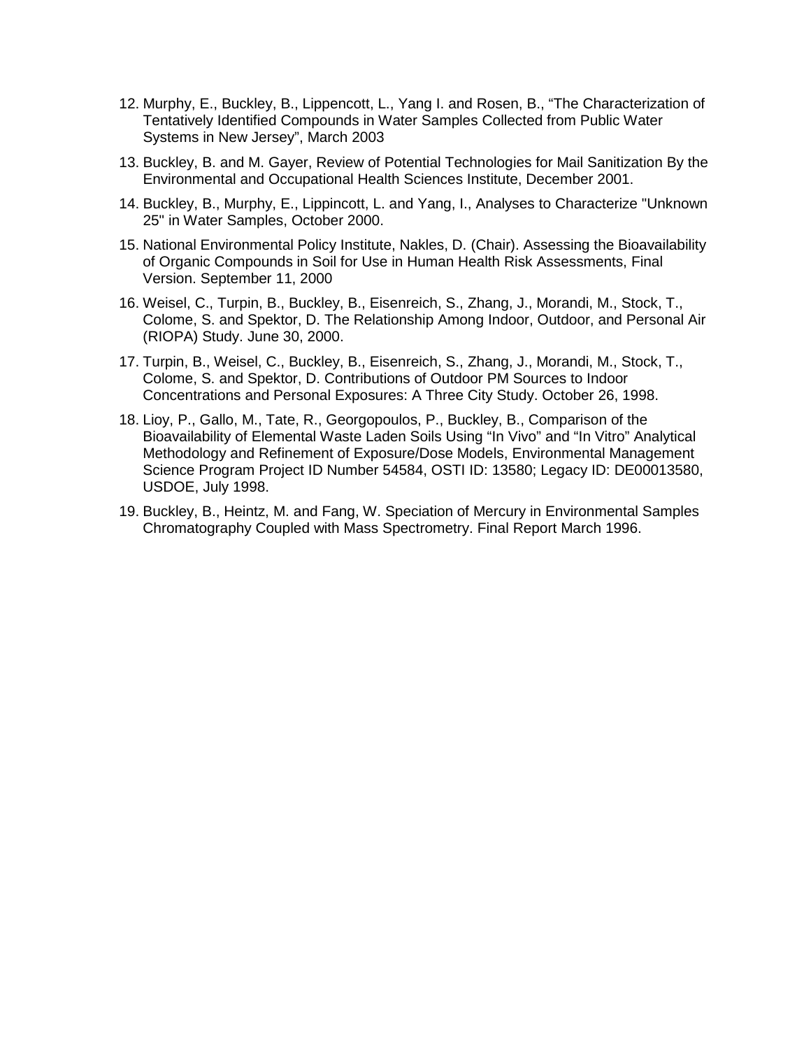12. Murphy, E., Buckley, B., Lippencott, L., Yang I. and Rosen, B., "The Characterization of Tentatively Identified Compounds in Water Samples Collected from Public Water Systems in New Jersey", March 2003
13. Buckley, B. and M. Gayer, Review of Potential Technologies for Mail Sanitization By the Environmental and Occupational Health Sciences Institute, December 2001.
14. Buckley, B., Murphy, E., Lippincott, L. and Yang, I., Analyses to Characterize "Unknown 25" in Water Samples, October 2000.
15. National Environmental Policy Institute, Nakles, D. (Chair). Assessing the Bioavailability of Organic Compounds in Soil for Use in Human Health Risk Assessments, Final Version. September 11, 2000
16. Weisel, C., Turpin, B., Buckley, B., Eisenreich, S., Zhang, J., Morandi, M., Stock, T., Colome, S. and Spektor, D. The Relationship Among Indoor, Outdoor, and Personal Air (RIOPA) Study. June 30, 2000.
17. Turpin, B., Weisel, C., Buckley, B., Eisenreich, S., Zhang, J., Morandi, M., Stock, T., Colome, S. and Spektor, D. Contributions of Outdoor PM Sources to Indoor Concentrations and Personal Exposures: A Three City Study. October 26, 1998.
18. Lioy, P., Gallo, M., Tate, R., Georgopoulos, P., Buckley, B., Comparison of the Bioavailability of Elemental Waste Laden Soils Using "In Vivo" and "In Vitro" Analytical Methodology and Refinement of Exposure/Dose Models, Environmental Management Science Program Project ID Number 54584, OSTI ID: 13580; Legacy ID: DE00013580, USDOE, July 1998.
19. Buckley, B., Heintz, M. and Fang, W. Speciation of Mercury in Environmental Samples Chromatography Coupled with Mass Spectrometry. Final Report March 1996.